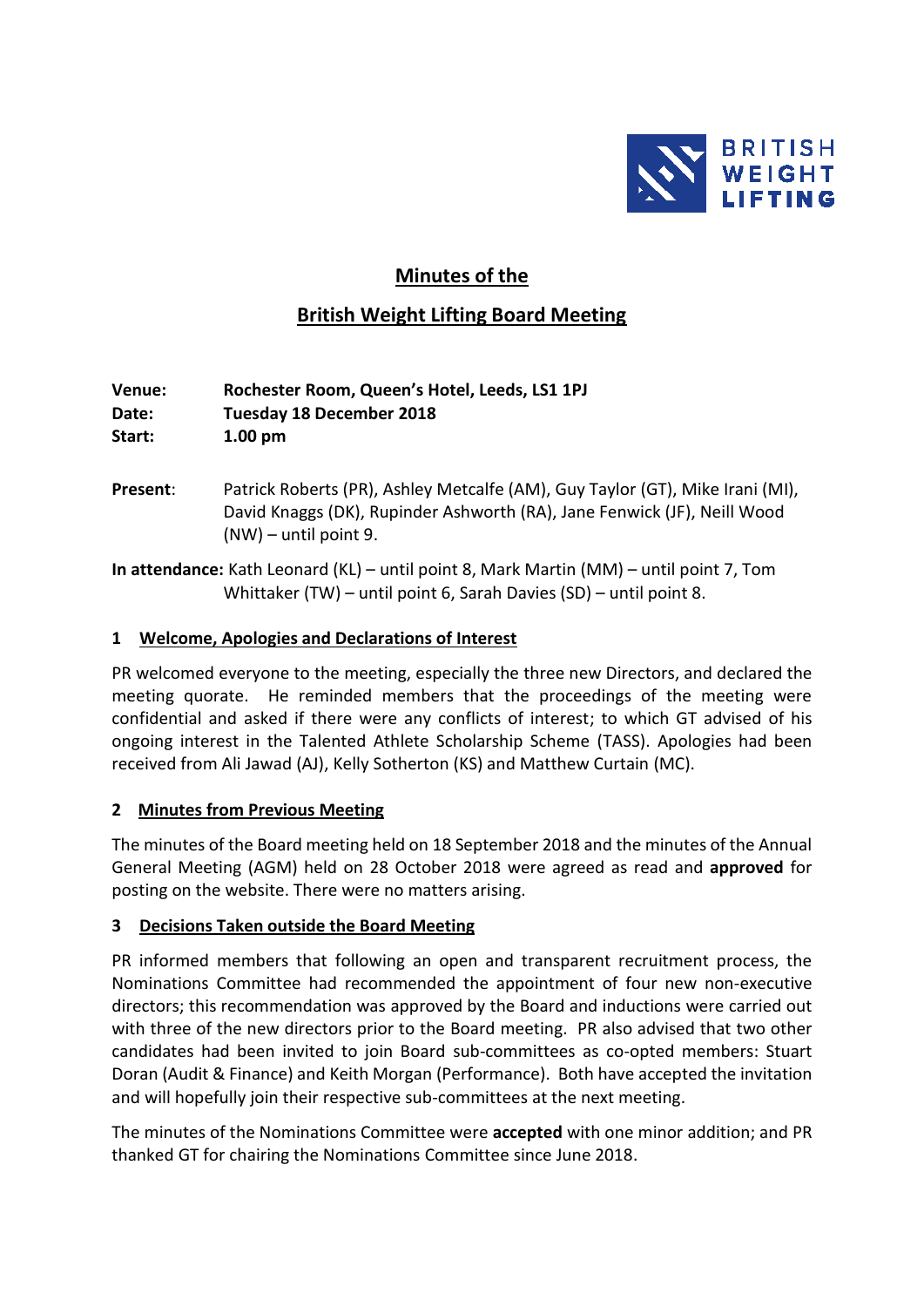BRITISH WEIGHT LIFTING

# Minutes of the

# British Weight Lifting Board Meeting

**Venue:** **Rochester Room, Queen's Hotel, Leeds, LS1 1PJ**
**Date:** **Tuesday 18 December 2018**
**Start:** **1.00 pm**

**Present**: Patrick Roberts (PR), Ashley Metcalfe (AM), Guy Taylor (GT), Mike Irani (MI), David Knaggs (DK), Rupinder Ashworth (RA), Jane Fenwick (JF), Neill Wood (NW) – until point 9.

**In attendance:** Kath Leonard (KL) – until point 8, Mark Martin (MM) – until point 7, Tom Whittaker (TW) – until point 6, Sarah Davies (SD) – until point 8.

## 1 Welcome, Apologies and Declarations of Interest

PR welcomed everyone to the meeting, especially the three new Directors, and declared the meeting quorate. He reminded members that the proceedings of the meeting were confidential and asked if there were any conflicts of interest; to which GT advised of his ongoing interest in the Talented Athlete Scholarship Scheme (TASS). Apologies had been received from Ali Jawad (AJ), Kelly Sotherton (KS) and Matthew Curtain (MC).

## 2 Minutes from Previous Meeting

The minutes of the Board meeting held on 18 September 2018 and the minutes of the Annual General Meeting (AGM) held on 28 October 2018 were agreed as read and **approved** for posting on the website. There were no matters arising.

## 3 Decisions Taken outside the Board Meeting

PR informed members that following an open and transparent recruitment process, the Nominations Committee had recommended the appointment of four new non-executive directors; this recommendation was approved by the Board and inductions were carried out with three of the new directors prior to the Board meeting. PR also advised that two other candidates had been invited to join Board sub-committees as co-opted members: Stuart Doran (Audit & Finance) and Keith Morgan (Performance). Both have accepted the invitation and will hopefully join their respective sub-committees at the next meeting.

The minutes of the Nominations Committee were **accepted** with one minor addition; and PR thanked GT for chairing the Nominations Committee since June 2018.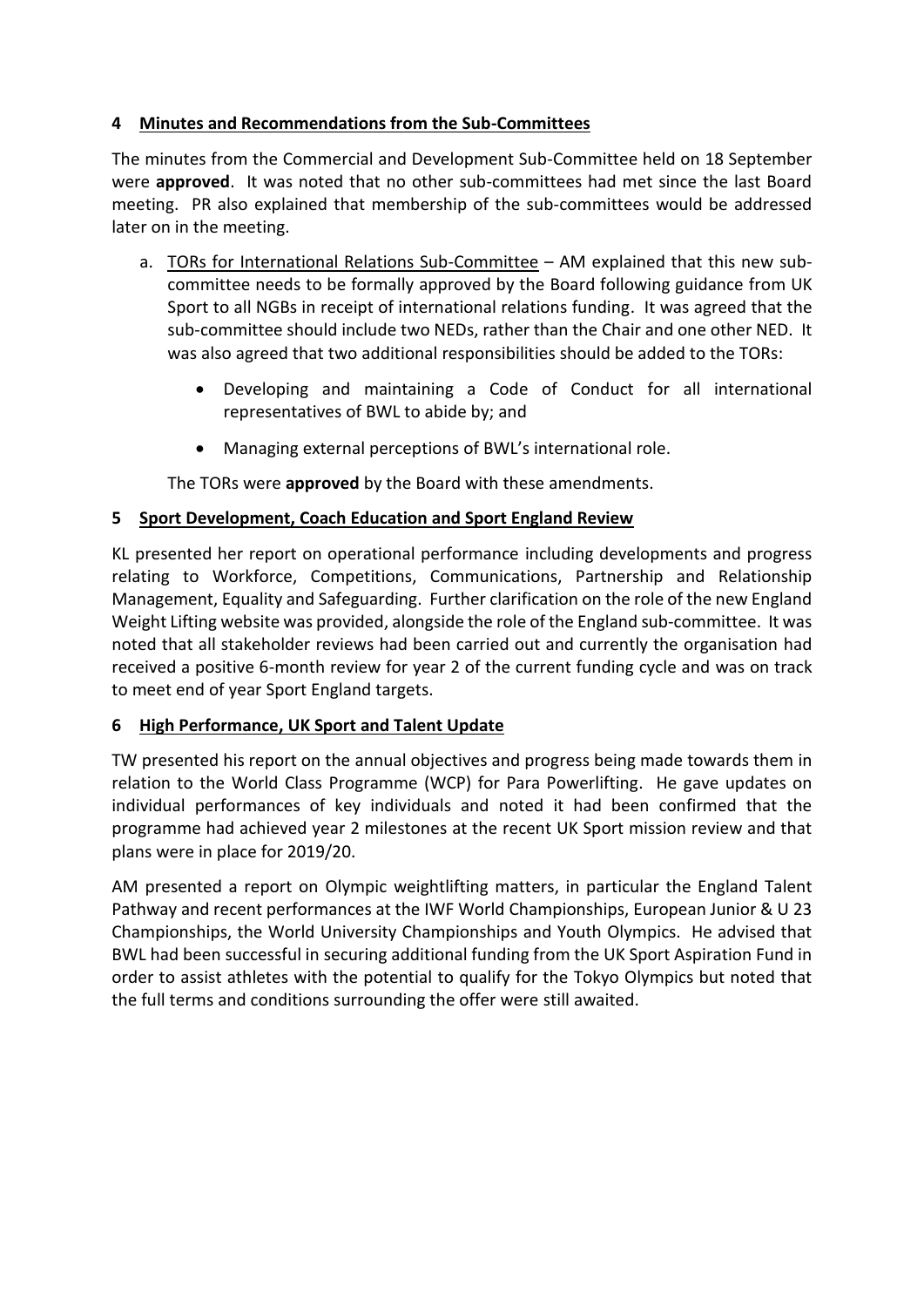## 4 Minutes and Recommendations from the Sub-Committees

The minutes from the Commercial and Development Sub-Committee held on 18 September were **approved**. It was noted that no other sub-committees had met since the last Board meeting. PR also explained that membership of the sub-committees would be addressed later on in the meeting.

a. TORs for International Relations Sub-Committee – AM explained that this new sub-committee needs to be formally approved by the Board following guidance from UK Sport to all NGBs in receipt of international relations funding. It was agreed that the sub-committee should include two NEDs, rather than the Chair and one other NED. It was also agreed that two additional responsibilities should be added to the TORs:

   - Developing and maintaining a Code of Conduct for all international representatives of BWL to abide by; and
   - Managing external perceptions of BWL's international role.

   The TORs were **approved** by the Board with these amendments.

## 5 Sport Development, Coach Education and Sport England Review

KL presented her report on operational performance including developments and progress relating to Workforce, Competitions, Communications, Partnership and Relationship Management, Equality and Safeguarding. Further clarification on the role of the new England Weight Lifting website was provided, alongside the role of the England sub-committee. It was noted that all stakeholder reviews had been carried out and currently the organisation had received a positive 6-month review for year 2 of the current funding cycle and was on track to meet end of year Sport England targets.

## 6 High Performance, UK Sport and Talent Update

TW presented his report on the annual objectives and progress being made towards them in relation to the World Class Programme (WCP) for Para Powerlifting. He gave updates on individual performances of key individuals and noted it had been confirmed that the programme had achieved year 2 milestones at the recent UK Sport mission review and that plans were in place for 2019/20.

AM presented a report on Olympic weightlifting matters, in particular the England Talent Pathway and recent performances at the IWF World Championships, European Junior & U 23 Championships, the World University Championships and Youth Olympics. He advised that BWL had been successful in securing additional funding from the UK Sport Aspiration Fund in order to assist athletes with the potential to qualify for the Tokyo Olympics but noted that the full terms and conditions surrounding the offer were still awaited.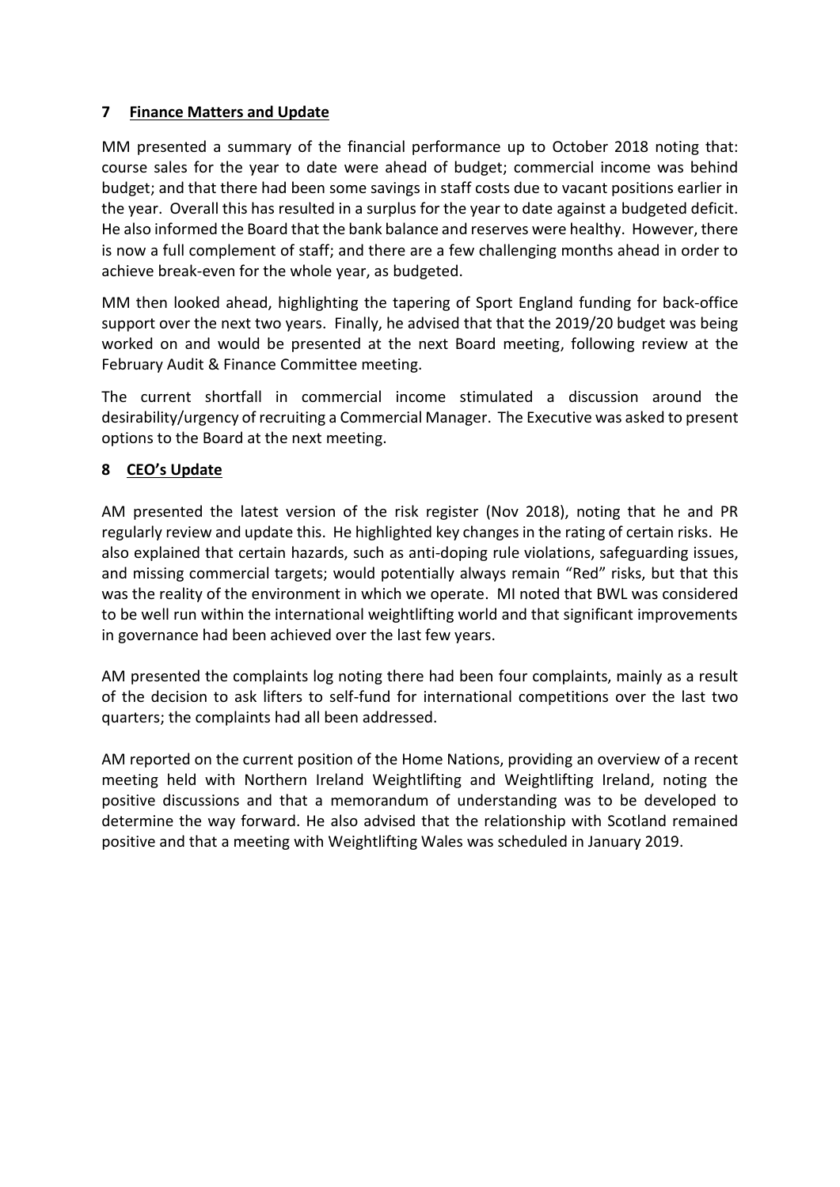## 7 Finance Matters and Update

MM presented a summary of the financial performance up to October 2018 noting that: course sales for the year to date were ahead of budget; commercial income was behind budget; and that there had been some savings in staff costs due to vacant positions earlier in the year. Overall this has resulted in a surplus for the year to date against a budgeted deficit. He also informed the Board that the bank balance and reserves were healthy. However, there is now a full complement of staff; and there are a few challenging months ahead in order to achieve break-even for the whole year, as budgeted.

MM then looked ahead, highlighting the tapering of Sport England funding for back-office support over the next two years. Finally, he advised that that the 2019/20 budget was being worked on and would be presented at the next Board meeting, following review at the February Audit & Finance Committee meeting.

The current shortfall in commercial income stimulated a discussion around the desirability/urgency of recruiting a Commercial Manager. The Executive was asked to present options to the Board at the next meeting.

## 8 CEO's Update

AM presented the latest version of the risk register (Nov 2018), noting that he and PR regularly review and update this. He highlighted key changes in the rating of certain risks. He also explained that certain hazards, such as anti-doping rule violations, safeguarding issues, and missing commercial targets; would potentially always remain "Red" risks, but that this was the reality of the environment in which we operate. MI noted that BWL was considered to be well run within the international weightlifting world and that significant improvements in governance had been achieved over the last few years.

AM presented the complaints log noting there had been four complaints, mainly as a result of the decision to ask lifters to self-fund for international competitions over the last two quarters; the complaints had all been addressed.

AM reported on the current position of the Home Nations, providing an overview of a recent meeting held with Northern Ireland Weightlifting and Weightlifting Ireland, noting the positive discussions and that a memorandum of understanding was to be developed to determine the way forward. He also advised that the relationship with Scotland remained positive and that a meeting with Weightlifting Wales was scheduled in January 2019.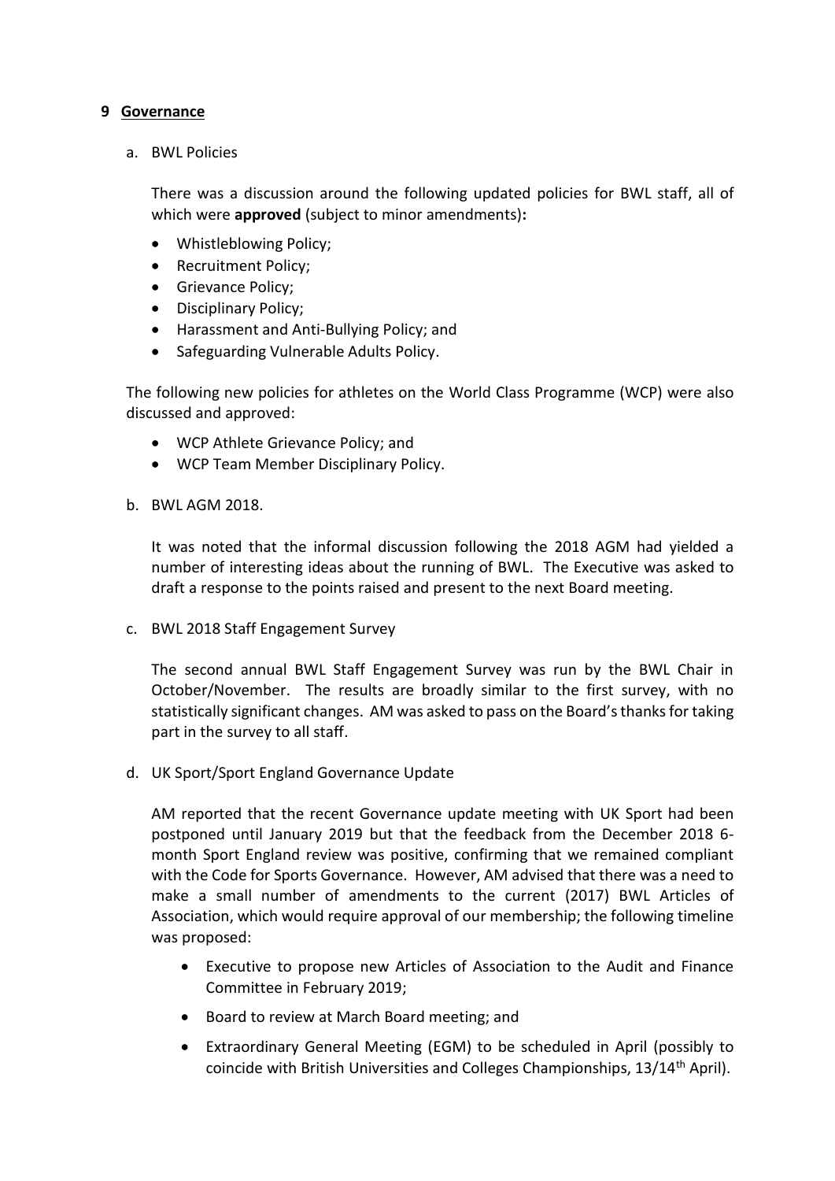## 9 Governance

a. BWL Policies

There was a discussion around the following updated policies for BWL staff, all of which were **approved** (subject to minor amendments)**:**

- Whistleblowing Policy;
- Recruitment Policy;
- Grievance Policy;
- Disciplinary Policy;
- Harassment and Anti-Bullying Policy; and
- Safeguarding Vulnerable Adults Policy.

The following new policies for athletes on the World Class Programme (WCP) were also discussed and approved:

- WCP Athlete Grievance Policy; and
- WCP Team Member Disciplinary Policy.

b. BWL AGM 2018.

It was noted that the informal discussion following the 2018 AGM had yielded a number of interesting ideas about the running of BWL. The Executive was asked to draft a response to the points raised and present to the next Board meeting.

c. BWL 2018 Staff Engagement Survey

The second annual BWL Staff Engagement Survey was run by the BWL Chair in October/November. The results are broadly similar to the first survey, with no statistically significant changes. AM was asked to pass on the Board's thanks for taking part in the survey to all staff.

d. UK Sport/Sport England Governance Update

AM reported that the recent Governance update meeting with UK Sport had been postponed until January 2019 but that the feedback from the December 2018 6-month Sport England review was positive, confirming that we remained compliant with the Code for Sports Governance. However, AM advised that there was a need to make a small number of amendments to the current (2017) BWL Articles of Association, which would require approval of our membership; the following timeline was proposed:

- Executive to propose new Articles of Association to the Audit and Finance Committee in February 2019;
- Board to review at March Board meeting; and
- Extraordinary General Meeting (EGM) to be scheduled in April (possibly to coincide with British Universities and Colleges Championships, 13/14th April).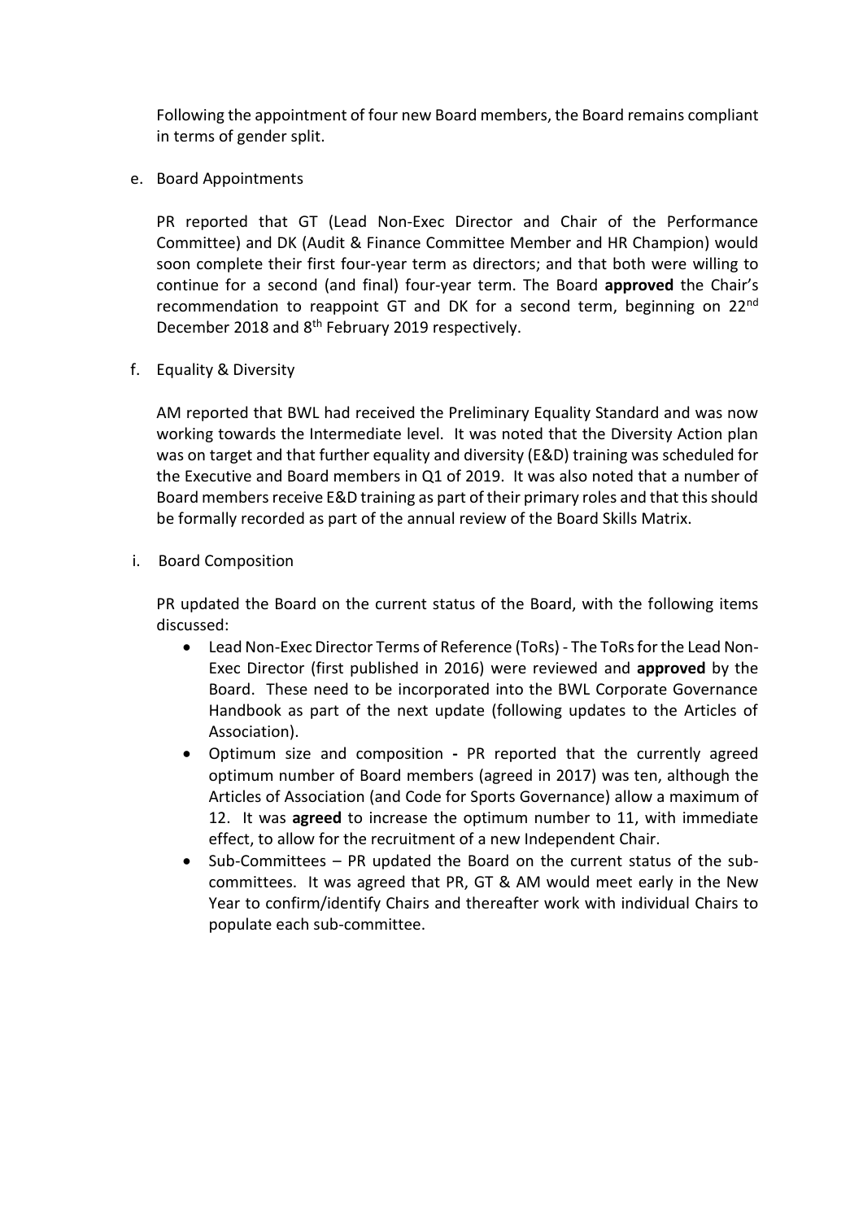Following the appointment of four new Board members, the Board remains compliant in terms of gender split.

e. Board Appointments

PR reported that GT (Lead Non-Exec Director and Chair of the Performance Committee) and DK (Audit & Finance Committee Member and HR Champion) would soon complete their first four-year term as directors; and that both were willing to continue for a second (and final) four-year term. The Board **approved** the Chair's recommendation to reappoint GT and DK for a second term, beginning on 22nd December 2018 and 8th February 2019 respectively.

f. Equality & Diversity

AM reported that BWL had received the Preliminary Equality Standard and was now working towards the Intermediate level. It was noted that the Diversity Action plan was on target and that further equality and diversity (E&D) training was scheduled for the Executive and Board members in Q1 of 2019. It was also noted that a number of Board members receive E&D training as part of their primary roles and that this should be formally recorded as part of the annual review of the Board Skills Matrix.

i. Board Composition

PR updated the Board on the current status of the Board, with the following items discussed:

- Lead Non-Exec Director Terms of Reference (ToRs) - The ToRs for the Lead Non-Exec Director (first published in 2016) were reviewed and **approved** by the Board. These need to be incorporated into the BWL Corporate Governance Handbook as part of the next update (following updates to the Articles of Association).
- Optimum size and composition **-** PR reported that the currently agreed optimum number of Board members (agreed in 2017) was ten, although the Articles of Association (and Code for Sports Governance) allow a maximum of 12. It was **agreed** to increase the optimum number to 11, with immediate effect, to allow for the recruitment of a new Independent Chair.
- Sub-Committees – PR updated the Board on the current status of the sub-committees. It was agreed that PR, GT & AM would meet early in the New Year to confirm/identify Chairs and thereafter work with individual Chairs to populate each sub-committee.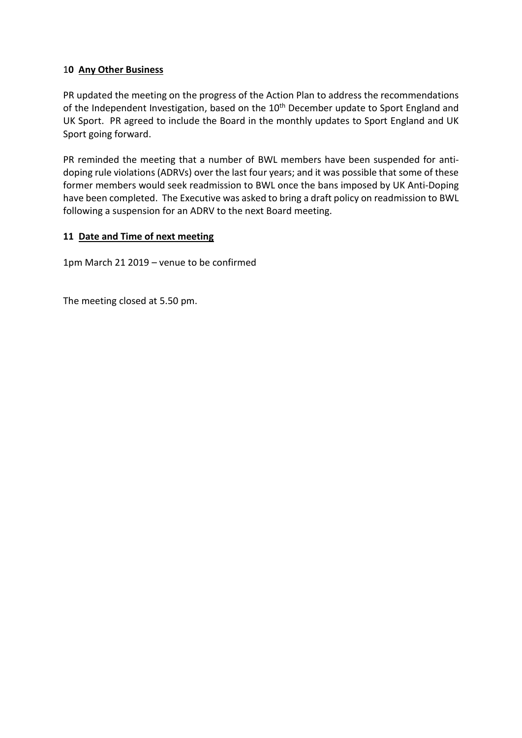## 10 Any Other Business

PR updated the meeting on the progress of the Action Plan to address the recommendations of the Independent Investigation, based on the 10th December update to Sport England and UK Sport. PR agreed to include the Board in the monthly updates to Sport England and UK Sport going forward.

PR reminded the meeting that a number of BWL members have been suspended for anti-doping rule violations (ADRVs) over the last four years; and it was possible that some of these former members would seek readmission to BWL once the bans imposed by UK Anti-Doping have been completed. The Executive was asked to bring a draft policy on readmission to BWL following a suspension for an ADRV to the next Board meeting.

## 11 Date and Time of next meeting

1pm March 21 2019 – venue to be confirmed

The meeting closed at 5.50 pm.